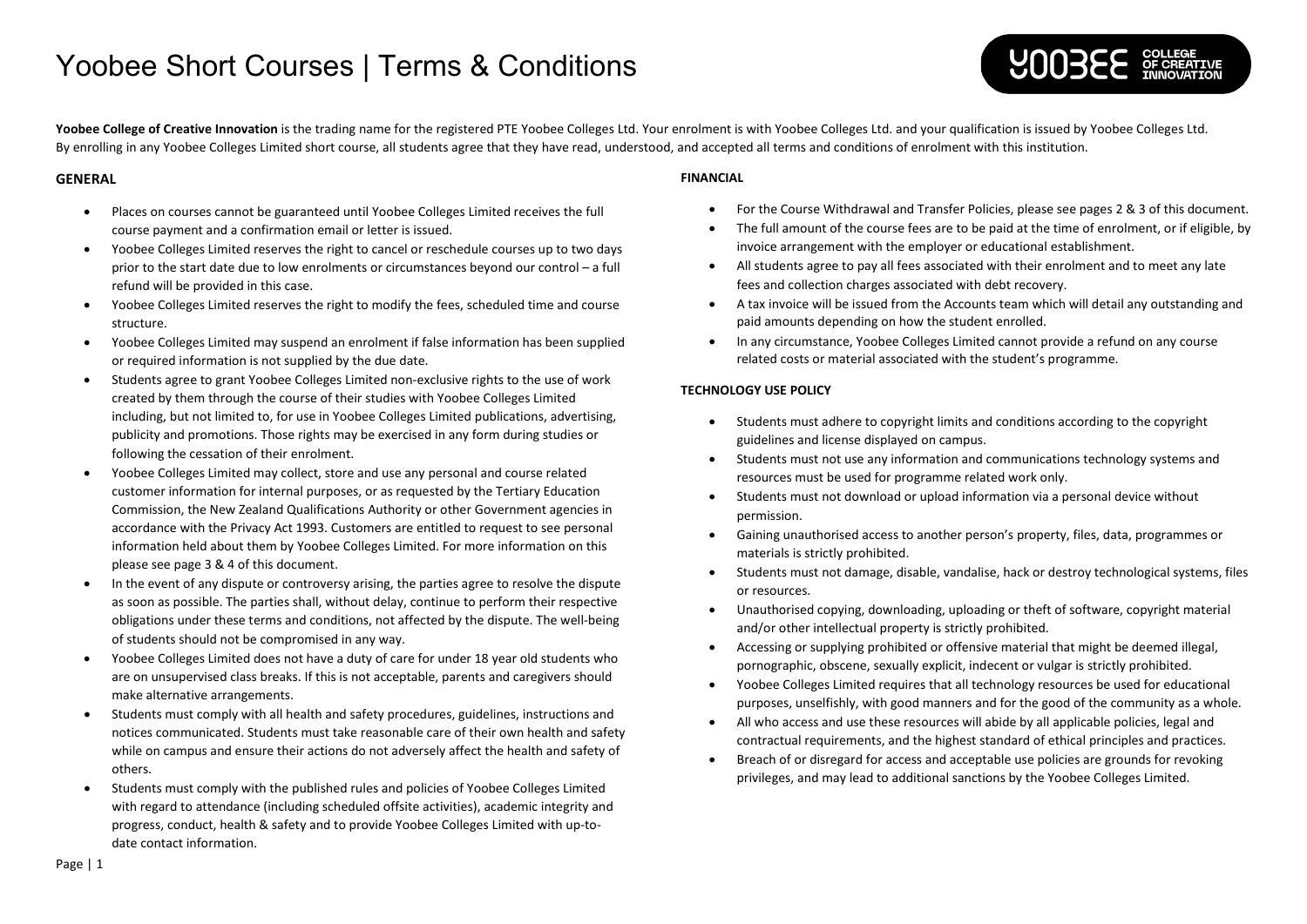# Yoobee Short Courses | Terms & Conditions

**Yoobee College of Creative Innovation** is the trading name for the registered PTE Yoobee Colleges Ltd. Your enrolment is with Yoobee Colleges Ltd. and your qualification is issued by Yoobee Colleges Ltd. By enrolling in any Yoobee Colleges Limited short course, all students agree that they have read, understood, and accepted all terms and conditions of enrolment with this institution.

## GENERAL

- Places on courses cannot be guaranteed until Yoobee Colleges Limited receives the full course payment and a confirmation email or letter is issued.
- Yoobee Colleges Limited reserves the right to cancel or reschedule courses up to two days prior to the start date due to low enrolments or circumstances beyond our control – a full refund will be provided in this case.
- Yoobee Colleges Limited reserves the right to modify the fees, scheduled time and course structure.
- Yoobee Colleges Limited may suspend an enrolment if false information has been supplied or required information is not supplied by the due date.
- Students agree to grant Yoobee Colleges Limited non-exclusive rights to the use of work created by them through the course of their studies with Yoobee Colleges Limited including, but not limited to, for use in Yoobee Colleges Limited publications, advertising, publicity and promotions. Those rights may be exercised in any form during studies or following the cessation of their enrolment.
- Yoobee Colleges Limited may collect, store and use any personal and course related customer information for internal purposes, or as requested by the Tertiary Education Commission, the New Zealand Qualifications Authority or other Government agencies in accordance with the Privacy Act 1993. Customers are entitled to request to see personal information held about them by Yoobee Colleges Limited. For more information on this please see page 3 & 4 of this document.
- In the event of any dispute or controversy arising, the parties agree to resolve the dispute as soon as possible. The parties shall, without delay, continue to perform their respective obligations under these terms and conditions, not affected by the dispute. The well-being of students should not be compromised in any way.
- Yoobee Colleges Limited does not have a duty of care for under 18 year old students who are on unsupervised class breaks. If this is not acceptable, parents and caregivers should make alternative arrangements.
- Students must comply with all health and safety procedures, guidelines, instructions and notices communicated. Students must take reasonable care of their own health and safety while on campus and ensure their actions do not adversely affect the health and safety of others.
- Students must comply with the published rules and policies of Yoobee Colleges Limited with regard to attendance (including scheduled offsite activities), academic integrity and progress, conduct, health & safety and to provide Yoobee Colleges Limited with up-to-date contact information.

## FINANCIAL

- For the Course Withdrawal and Transfer Policies, please see pages 2 & 3 of this document.
- The full amount of the course fees are to be paid at the time of enrolment, or if eligible, by invoice arrangement with the employer or educational establishment.
- All students agree to pay all fees associated with their enrolment and to meet any late fees and collection charges associated with debt recovery.
- A tax invoice will be issued from the Accounts team which will detail any outstanding and paid amounts depending on how the student enrolled.
- In any circumstance, Yoobee Colleges Limited cannot provide a refund on any course related costs or material associated with the student's programme.

## TECHNOLOGY USE POLICY

- Students must adhere to copyright limits and conditions according to the copyright guidelines and license displayed on campus.
- Students must not use any information and communications technology systems and resources must be used for programme related work only.
- Students must not download or upload information via a personal device without permission.
- Gaining unauthorised access to another person's property, files, data, programmes or materials is strictly prohibited.
- Students must not damage, disable, vandalise, hack or destroy technological systems, files or resources.
- Unauthorised copying, downloading, uploading or theft of software, copyright material and/or other intellectual property is strictly prohibited.
- Accessing or supplying prohibited or offensive material that might be deemed illegal, pornographic, obscene, sexually explicit, indecent or vulgar is strictly prohibited.
- Yoobee Colleges Limited requires that all technology resources be used for educational purposes, unselfishly, with good manners and for the good of the community as a whole.
- All who access and use these resources will abide by all applicable policies, legal and contractual requirements, and the highest standard of ethical principles and practices.
- Breach of or disregard for access and acceptable use policies are grounds for revoking privileges, and may lead to additional sanctions by the Yoobee Colleges Limited.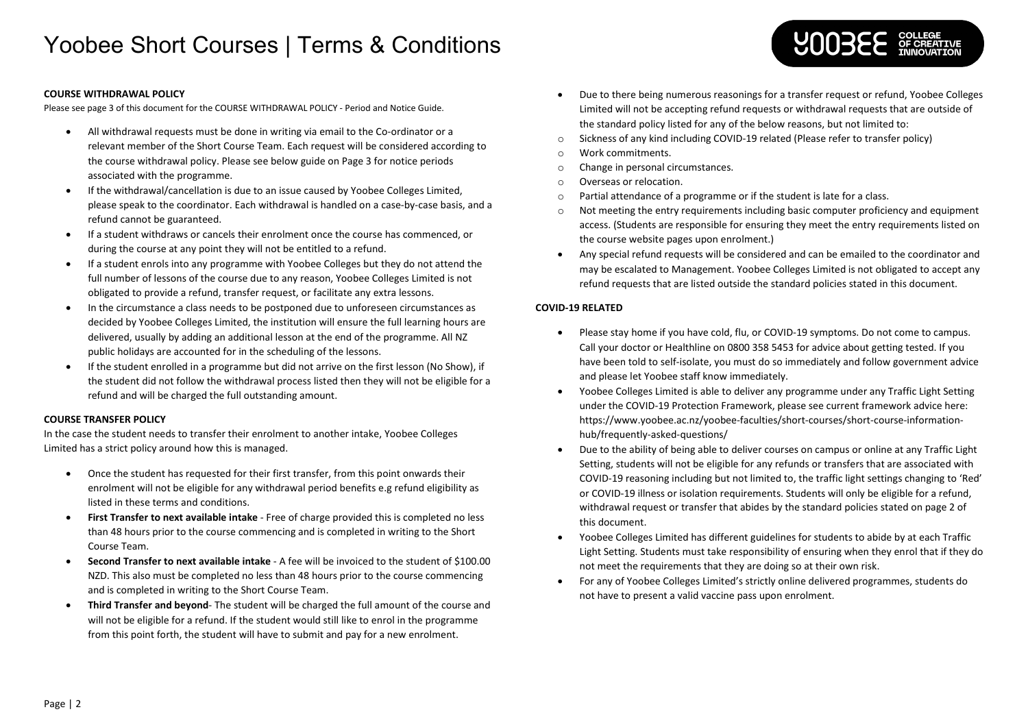# Yoobee Short Courses | Terms & Conditions

### COURSE WITHDRAWAL POLICY

Please see page 3 of this document for the COURSE WITHDRAWAL POLICY - Period and Notice Guide.

- All withdrawal requests must be done in writing via email to the Co-ordinator or a relevant member of the Short Course Team. Each request will be considered according to the course withdrawal policy. Please see below guide on Page 3 for notice periods associated with the programme.
- If the withdrawal/cancellation is due to an issue caused by Yoobee Colleges Limited, please speak to the coordinator. Each withdrawal is handled on a case-by-case basis, and a refund cannot be guaranteed.
- If a student withdraws or cancels their enrolment once the course has commenced, or during the course at any point they will not be entitled to a refund.
- If a student enrols into any programme with Yoobee Colleges but they do not attend the full number of lessons of the course due to any reason, Yoobee Colleges Limited is not obligated to provide a refund, transfer request, or facilitate any extra lessons.
- In the circumstance a class needs to be postponed due to unforeseen circumstances as decided by Yoobee Colleges Limited, the institution will ensure the full learning hours are delivered, usually by adding an additional lesson at the end of the programme. All NZ public holidays are accounted for in the scheduling of the lessons.
- If the student enrolled in a programme but did not arrive on the first lesson (No Show), if the student did not follow the withdrawal process listed then they will not be eligible for a refund and will be charged the full outstanding amount.

### COURSE TRANSFER POLICY

In the case the student needs to transfer their enrolment to another intake, Yoobee Colleges Limited has a strict policy around how this is managed.

- Once the student has requested for their first transfer, from this point onwards their enrolment will not be eligible for any withdrawal period benefits e.g refund eligibility as listed in these terms and conditions.
- **First Transfer to next available intake** - Free of charge provided this is completed no less than 48 hours prior to the course commencing and is completed in writing to the Short Course Team.
- **Second Transfer to next available intake** - A fee will be invoiced to the student of $100.00 NZD. This also must be completed no less than 48 hours prior to the course commencing and is completed in writing to the Short Course Team.
- **Third Transfer and beyond**- The student will be charged the full amount of the course and will not be eligible for a refund. If the student would still like to enrol in the programme from this point forth, the student will have to submit and pay for a new enrolment.
- Due to there being numerous reasonings for a transfer request or refund, Yoobee Colleges Limited will not be accepting refund requests or withdrawal requests that are outside of the standard policy listed for any of the below reasons, but not limited to:
  - Sickness of any kind including COVID-19 related (Please refer to transfer policy)
  - Work commitments.
  - Change in personal circumstances.
  - Overseas or relocation.
  - Partial attendance of a programme or if the student is late for a class.
  - Not meeting the entry requirements including basic computer proficiency and equipment access. (Students are responsible for ensuring they meet the entry requirements listed on the course website pages upon enrolment.)
- Any special refund requests will be considered and can be emailed to the coordinator and may be escalated to Management. Yoobee Colleges Limited is not obligated to accept any refund requests that are listed outside the standard policies stated in this document.

### COVID-19 RELATED

- Please stay home if you have cold, flu, or COVID-19 symptoms. Do not come to campus. Call your doctor or Healthline on 0800 358 5453 for advice about getting tested. If you have been told to self-isolate, you must do so immediately and follow government advice and please let Yoobee staff know immediately.
- Yoobee Colleges Limited is able to deliver any programme under any Traffic Light Setting under the COVID-19 Protection Framework, please see current framework advice here: https://www.yoobee.ac.nz/yoobee-faculties/short-courses/short-course-information-hub/frequently-asked-questions/
- Due to the ability of being able to deliver courses on campus or online at any Traffic Light Setting, students will not be eligible for any refunds or transfers that are associated with COVID-19 reasoning including but not limited to, the traffic light settings changing to 'Red' or COVID-19 illness or isolation requirements. Students will only be eligible for a refund, withdrawal request or transfer that abides by the standard policies stated on page 2 of this document.
- Yoobee Colleges Limited has different guidelines for students to abide by at each Traffic Light Setting. Students must take responsibility of ensuring when they enrol that if they do not meet the requirements that they are doing so at their own risk.
- For any of Yoobee Colleges Limited's strictly online delivered programmes, students do not have to present a valid vaccine pass upon enrolment.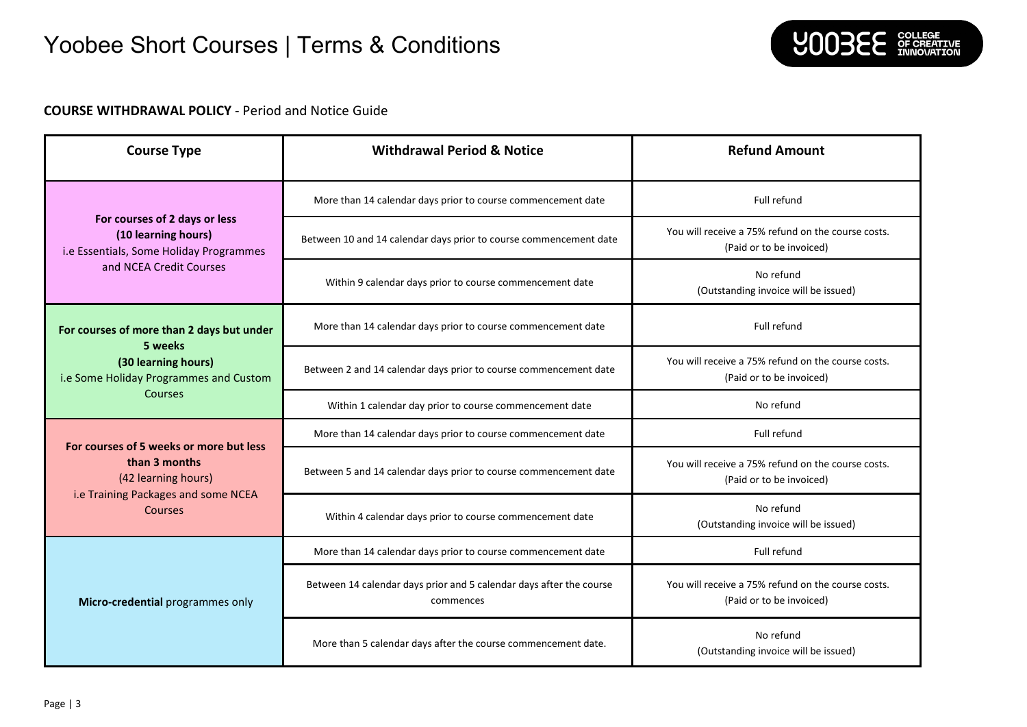# Yoobee Short Courses | Terms & Conditions

**COURSE WITHDRAWAL POLICY** - Period and Notice Guide

| Course Type | Withdrawal Period & Notice | Refund Amount |
|---|---|---|
| **For courses of 2 days or less (10 learning hours)** i.e Essentials, Some Holiday Programmes and NCEA Credit Courses | More than 14 calendar days prior to course commencement date | Full refund |
| | Between 10 and 14 calendar days prior to course commencement date | You will receive a 75% refund on the course costs. (Paid or to be invoiced) |
| | Within 9 calendar days prior to course commencement date | No refund (Outstanding invoice will be issued) |
| **For courses of more than 2 days but under 5 weeks (30 learning hours)** i.e Some Holiday Programmes and Custom Courses | More than 14 calendar days prior to course commencement date | Full refund |
| | Between 2 and 14 calendar days prior to course commencement date | You will receive a 75% refund on the course costs. (Paid or to be invoiced) |
| | Within 1 calendar day prior to course commencement date | No refund |
| **For courses of 5 weeks or more but less than 3 months** (42 learning hours) i.e Training Packages and some NCEA Courses | More than 14 calendar days prior to course commencement date | Full refund |
| | Between 5 and 14 calendar days prior to course commencement date | You will receive a 75% refund on the course costs. (Paid or to be invoiced) |
| | Within 4 calendar days prior to course commencement date | No refund (Outstanding invoice will be issued) |
| **Micro-credential** programmes only | More than 14 calendar days prior to course commencement date | Full refund |
| | Between 14 calendar days prior and 5 calendar days after the course commences | You will receive a 75% refund on the course costs. (Paid or to be invoiced) |
| | More than 5 calendar days after the course commencement date. | No refund (Outstanding invoice will be issued) |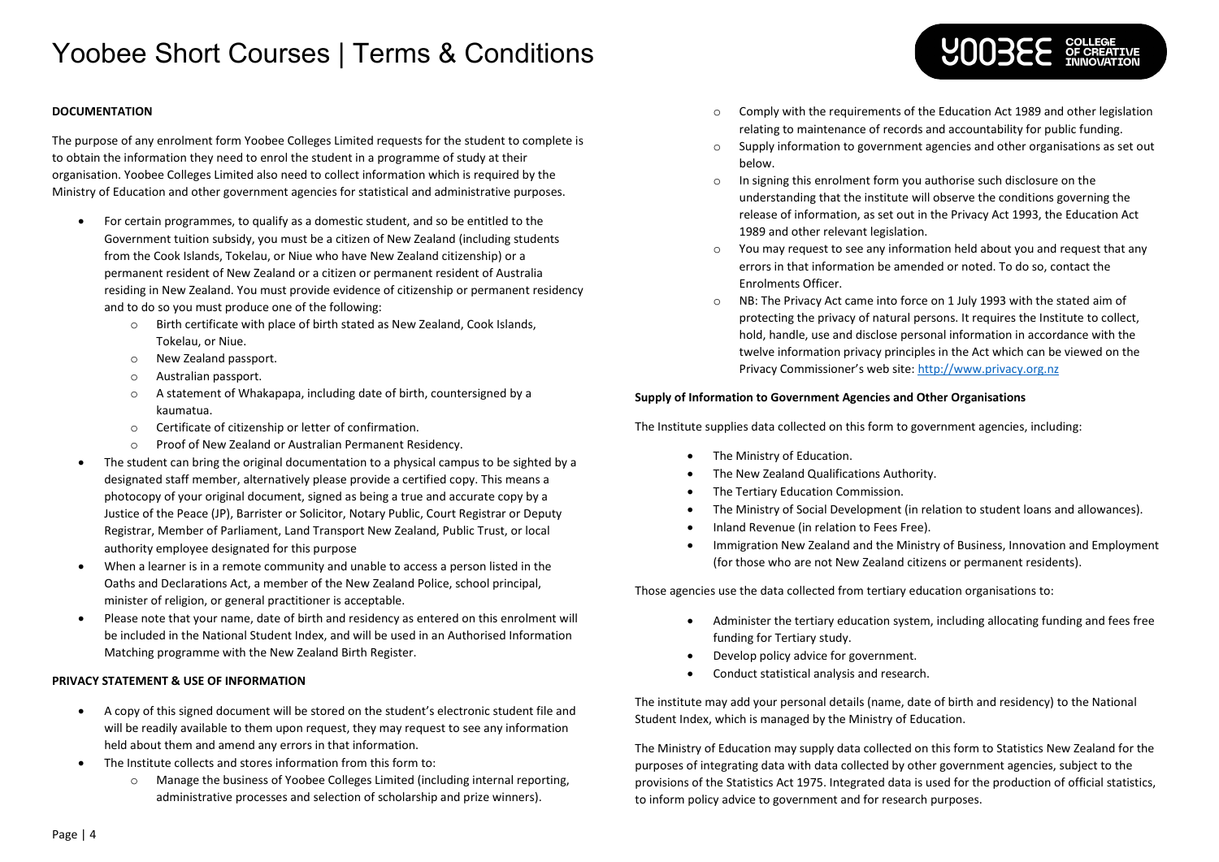# Yoobee Short Courses | Terms & Conditions

**DOCUMENTATION**

The purpose of any enrolment form Yoobee Colleges Limited requests for the student to complete is to obtain the information they need to enrol the student in a programme of study at their organisation. Yoobee Colleges Limited also need to collect information which is required by the Ministry of Education and other government agencies for statistical and administrative purposes.

- For certain programmes, to qualify as a domestic student, and so be entitled to the Government tuition subsidy, you must be a citizen of New Zealand (including students from the Cook Islands, Tokelau, or Niue who have New Zealand citizenship) or a permanent resident of New Zealand or a citizen or permanent resident of Australia residing in New Zealand. You must provide evidence of citizenship or permanent residency and to do so you must produce one of the following:
  - Birth certificate with place of birth stated as New Zealand, Cook Islands, Tokelau, or Niue.
  - New Zealand passport.
  - Australian passport.
  - A statement of Whakapapa, including date of birth, countersigned by a kaumatua.
  - Certificate of citizenship or letter of confirmation.
  - Proof of New Zealand or Australian Permanent Residency.
- The student can bring the original documentation to a physical campus to be sighted by a designated staff member, alternatively please provide a certified copy. This means a photocopy of your original document, signed as being a true and accurate copy by a Justice of the Peace (JP), Barrister or Solicitor, Notary Public, Court Registrar or Deputy Registrar, Member of Parliament, Land Transport New Zealand, Public Trust, or local authority employee designated for this purpose
- When a learner is in a remote community and unable to access a person listed in the Oaths and Declarations Act, a member of the New Zealand Police, school principal, minister of religion, or general practitioner is acceptable.
- Please note that your name, date of birth and residency as entered on this enrolment will be included in the National Student Index, and will be used in an Authorised Information Matching programme with the New Zealand Birth Register.

**PRIVACY STATEMENT & USE OF INFORMATION**

- A copy of this signed document will be stored on the student's electronic student file and will be readily available to them upon request, they may request to see any information held about them and amend any errors in that information.
- The Institute collects and stores information from this form to:
  - Manage the business of Yoobee Colleges Limited (including internal reporting, administrative processes and selection of scholarship and prize winners).
  - Comply with the requirements of the Education Act 1989 and other legislation relating to maintenance of records and accountability for public funding.
  - Supply information to government agencies and other organisations as set out below.
  - In signing this enrolment form you authorise such disclosure on the understanding that the institute will observe the conditions governing the release of information, as set out in the Privacy Act 1993, the Education Act 1989 and other relevant legislation.
  - You may request to see any information held about you and request that any errors in that information be amended or noted. To do so, contact the Enrolments Officer.
  - NB: The Privacy Act came into force on 1 July 1993 with the stated aim of protecting the privacy of natural persons. It requires the Institute to collect, hold, handle, use and disclose personal information in accordance with the twelve information privacy principles in the Act which can be viewed on the Privacy Commissioner's web site: [http://www.privacy.org.nz](http://www.privacy.org.nz)

**Supply of Information to Government Agencies and Other Organisations**

The Institute supplies data collected on this form to government agencies, including:

- The Ministry of Education.
- The New Zealand Qualifications Authority.
- The Tertiary Education Commission.
- The Ministry of Social Development (in relation to student loans and allowances).
- Inland Revenue (in relation to Fees Free).
- Immigration New Zealand and the Ministry of Business, Innovation and Employment (for those who are not New Zealand citizens or permanent residents).

Those agencies use the data collected from tertiary education organisations to:

- Administer the tertiary education system, including allocating funding and fees free funding for Tertiary study.
- Develop policy advice for government.
- Conduct statistical analysis and research.

The institute may add your personal details (name, date of birth and residency) to the National Student Index, which is managed by the Ministry of Education.

The Ministry of Education may supply data collected on this form to Statistics New Zealand for the purposes of integrating data with data collected by other government agencies, subject to the provisions of the Statistics Act 1975. Integrated data is used for the production of official statistics, to inform policy advice to government and for research purposes.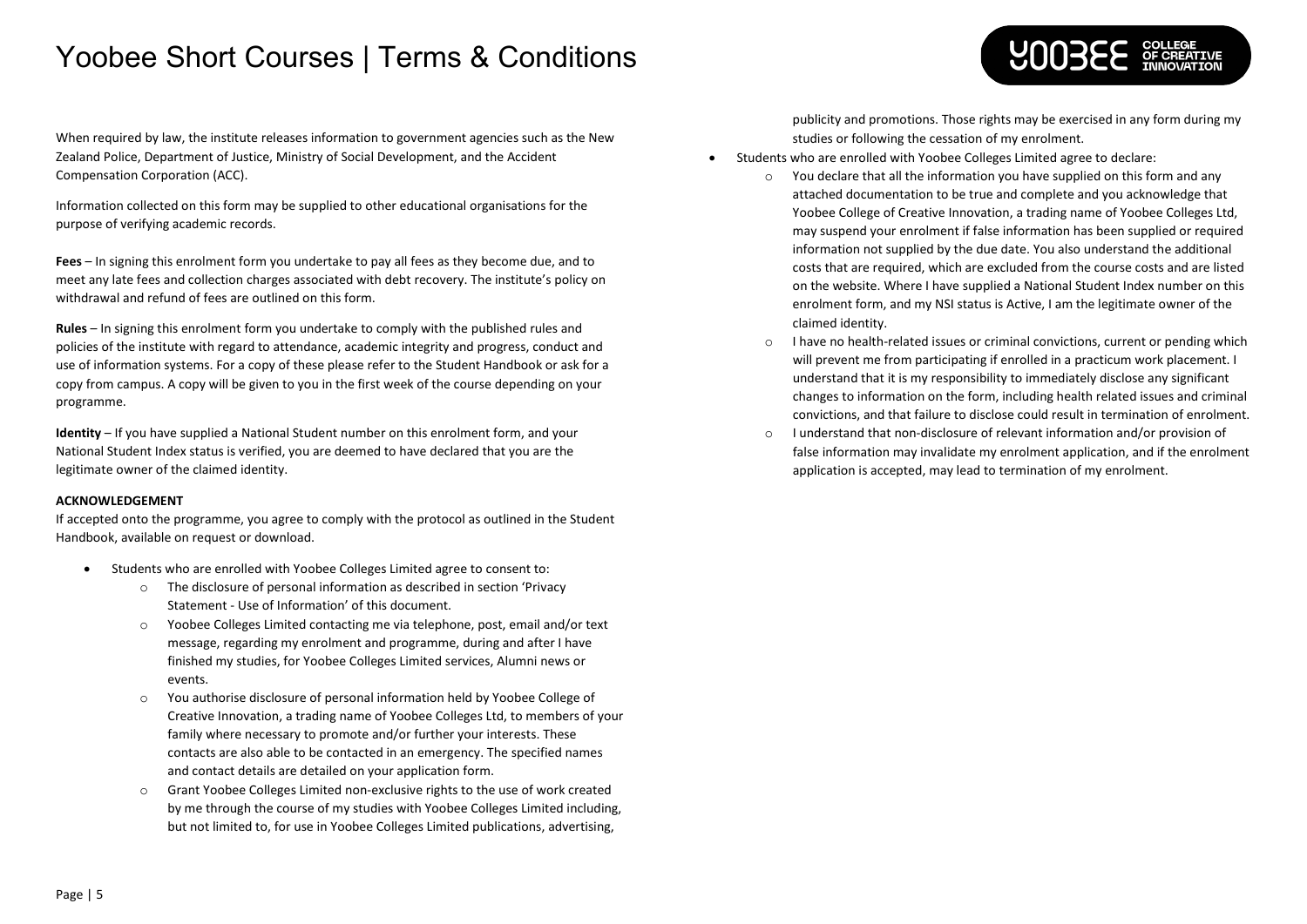When required by law, the institute releases information to government agencies such as the New Zealand Police, Department of Justice, Ministry of Social Development, and the Accident Compensation Corporation (ACC).

Information collected on this form may be supplied to other educational organisations for the purpose of verifying academic records.

**Fees** – In signing this enrolment form you undertake to pay all fees as they become due, and to meet any late fees and collection charges associated with debt recovery. The institute's policy on withdrawal and refund of fees are outlined on this form.

**Rules** – In signing this enrolment form you undertake to comply with the published rules and policies of the institute with regard to attendance, academic integrity and progress, conduct and use of information systems. For a copy of these please refer to the Student Handbook or ask for a copy from campus. A copy will be given to you in the first week of the course depending on your programme.

**Identity** – If you have supplied a National Student number on this enrolment form, and your National Student Index status is verified, you are deemed to have declared that you are the legitimate owner of the claimed identity.

**ACKNOWLEDGEMENT**

If accepted onto the programme, you agree to comply with the protocol as outlined in the Student Handbook, available on request or download.

- Students who are enrolled with Yoobee Colleges Limited agree to consent to:
    - The disclosure of personal information as described in section 'Privacy Statement - Use of Information' of this document.
    - Yoobee Colleges Limited contacting me via telephone, post, email and/or text message, regarding my enrolment and programme, during and after I have finished my studies, for Yoobee Colleges Limited services, Alumni news or events.
    - You authorise disclosure of personal information held by Yoobee College of Creative Innovation, a trading name of Yoobee Colleges Ltd, to members of your family where necessary to promote and/or further your interests. These contacts are also able to be contacted in an emergency. The specified names and contact details are detailed on your application form.
    - Grant Yoobee Colleges Limited non-exclusive rights to the use of work created by me through the course of my studies with Yoobee Colleges Limited including, but not limited to, for use in Yoobee Colleges Limited publications, advertising, publicity and promotions. Those rights may be exercised in any form during my studies or following the cessation of my enrolment.
- Students who are enrolled with Yoobee Colleges Limited agree to declare:
    - You declare that all the information you have supplied on this form and any attached documentation to be true and complete and you acknowledge that Yoobee College of Creative Innovation, a trading name of Yoobee Colleges Ltd, may suspend your enrolment if false information has been supplied or required information not supplied by the due date. You also understand the additional costs that are required, which are excluded from the course costs and are listed on the website. Where I have supplied a National Student Index number on this enrolment form, and my NSI status is Active, I am the legitimate owner of the claimed identity.
    - I have no health-related issues or criminal convictions, current or pending which will prevent me from participating if enrolled in a practicum work placement. I understand that it is my responsibility to immediately disclose any significant changes to information on the form, including health related issues and criminal convictions, and that failure to disclose could result in termination of enrolment.
    - I understand that non-disclosure of relevant information and/or provision of false information may invalidate my enrolment application, and if the enrolment application is accepted, may lead to termination of my enrolment.